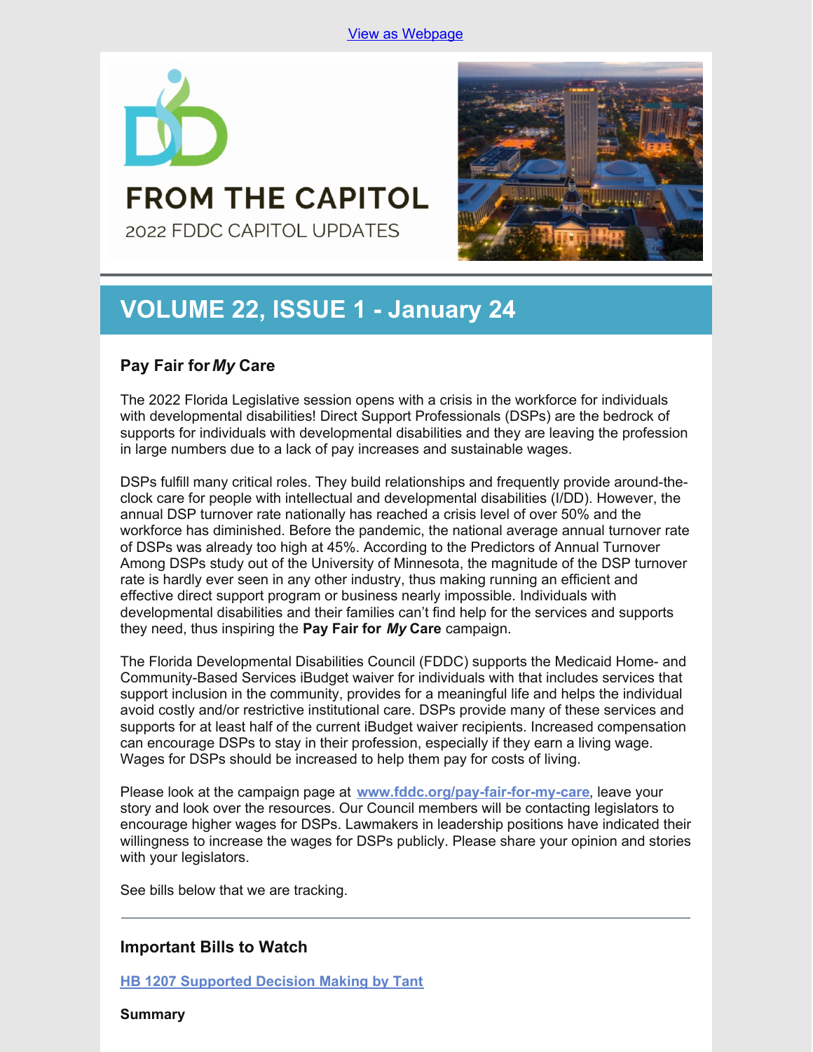View as Webpage

# FROM THE CAPITOL

2022 FDDC CAPITOL UPDATES

## VOLUME 22, ISSUE 1 - January 24

### Pay Fair for *My* Care

The 2022 Florida Legislative session opens with a crisis in the workforce for individuals with developmental disabilities! Direct Support Professionals (DSPs) are the bedrock of supports for individuals with developmental disabilities and they are leaving the profession in large numbers due to a lack of pay increases and sustainable wages.

DSPs fulfill many critical roles. They build relationships and frequently provide around-the-clock care for people with intellectual and developmental disabilities (I/DD). However, the annual DSP turnover rate nationally has reached a crisis level of over 50% and the workforce has diminished. Before the pandemic, the national average annual turnover rate of DSPs was already too high at 45%. According to the Predictors of Annual Turnover Among DSPs study out of the University of Minnesota, the magnitude of the DSP turnover rate is hardly ever seen in any other industry, thus making running an efficient and effective direct support program or business nearly impossible. Individuals with developmental disabilities and their families can't find help for the services and supports they need, thus inspiring the **Pay Fair for *My* Care** campaign.

The Florida Developmental Disabilities Council (FDDC) supports the Medicaid Home- and Community-Based Services iBudget waiver for individuals with that includes services that support inclusion in the community, provides for a meaningful life and helps the individual avoid costly and/or restrictive institutional care. DSPs provide many of these services and supports for at least half of the current iBudget waiver recipients. Increased compensation can encourage DSPs to stay in their profession, especially if they earn a living wage. Wages for DSPs should be increased to help them pay for costs of living.

Please look at the campaign page at **www.fddc.org/pay-fair-for-my-care**, leave your story and look over the resources. Our Council members will be contacting legislators to encourage higher wages for DSPs. Lawmakers in leadership positions have indicated their willingness to increase the wages for DSPs publicly. Please share your opinion and stories with your legislators.

See bills below that we are tracking.

---

### Important Bills to Watch

**HB 1207 Supported Decision Making by Tant**

**Summary**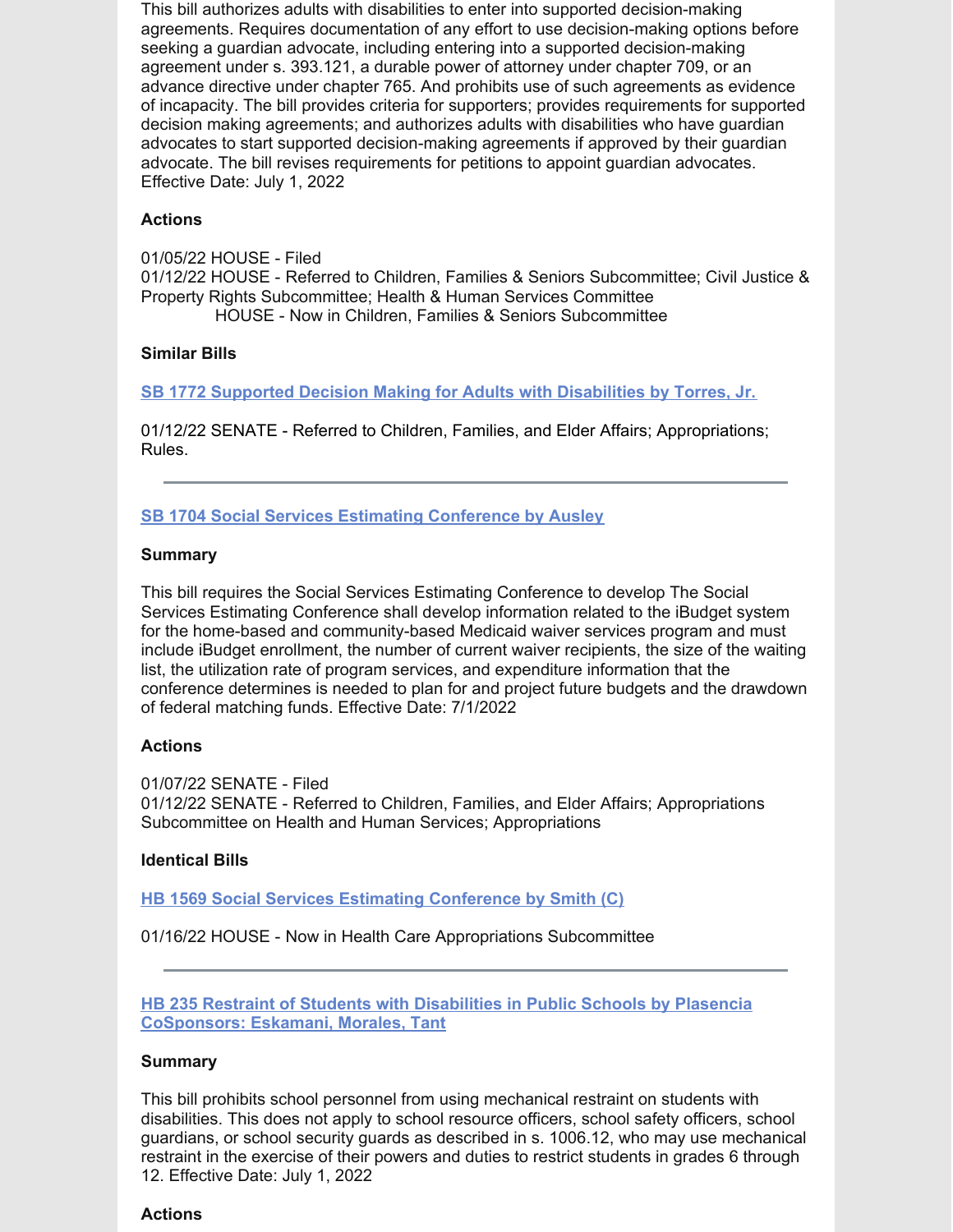This bill authorizes adults with disabilities to enter into supported decision-making agreements. Requires documentation of any effort to use decision-making options before seeking a guardian advocate, including entering into a supported decision-making agreement under s. 393.121, a durable power of attorney under chapter 709, or an advance directive under chapter 765. And prohibits use of such agreements as evidence of incapacity. The bill provides criteria for supporters; provides requirements for supported decision making agreements; and authorizes adults with disabilities who have guardian advocates to start supported decision-making agreements if approved by their guardian advocate. The bill revises requirements for petitions to appoint guardian advocates. Effective Date: July 1, 2022

**Actions**

01/05/22 HOUSE - Filed
01/12/22 HOUSE - Referred to Children, Families & Seniors Subcommittee; Civil Justice & Property Rights Subcommittee; Health & Human Services Committee
HOUSE - Now in Children, Families & Seniors Subcommittee

**Similar Bills**

**SB 1772 Supported Decision Making for Adults with Disabilities by Torres, Jr.**

01/12/22 SENATE - Referred to Children, Families, and Elder Affairs; Appropriations; Rules.

---

**SB 1704 Social Services Estimating Conference by Ausley**

**Summary**

This bill requires the Social Services Estimating Conference to develop The Social Services Estimating Conference shall develop information related to the iBudget system for the home-based and community-based Medicaid waiver services program and must include iBudget enrollment, the number of current waiver recipients, the size of the waiting list, the utilization rate of program services, and expenditure information that the conference determines is needed to plan for and project future budgets and the drawdown of federal matching funds. Effective Date: 7/1/2022

**Actions**

01/07/22 SENATE - Filed
01/12/22 SENATE - Referred to Children, Families, and Elder Affairs; Appropriations Subcommittee on Health and Human Services; Appropriations

**Identical Bills**

**HB 1569 Social Services Estimating Conference by Smith (C)**

01/16/22 HOUSE - Now in Health Care Appropriations Subcommittee

---

**HB 235 Restraint of Students with Disabilities in Public Schools by Plasencia CoSponsors: Eskamani, Morales, Tant**

**Summary**

This bill prohibits school personnel from using mechanical restraint on students with disabilities. This does not apply to school resource officers, school safety officers, school guardians, or school security guards as described in s. 1006.12, who may use mechanical restraint in the exercise of their powers and duties to restrict students in grades 6 through 12. Effective Date: July 1, 2022

**Actions**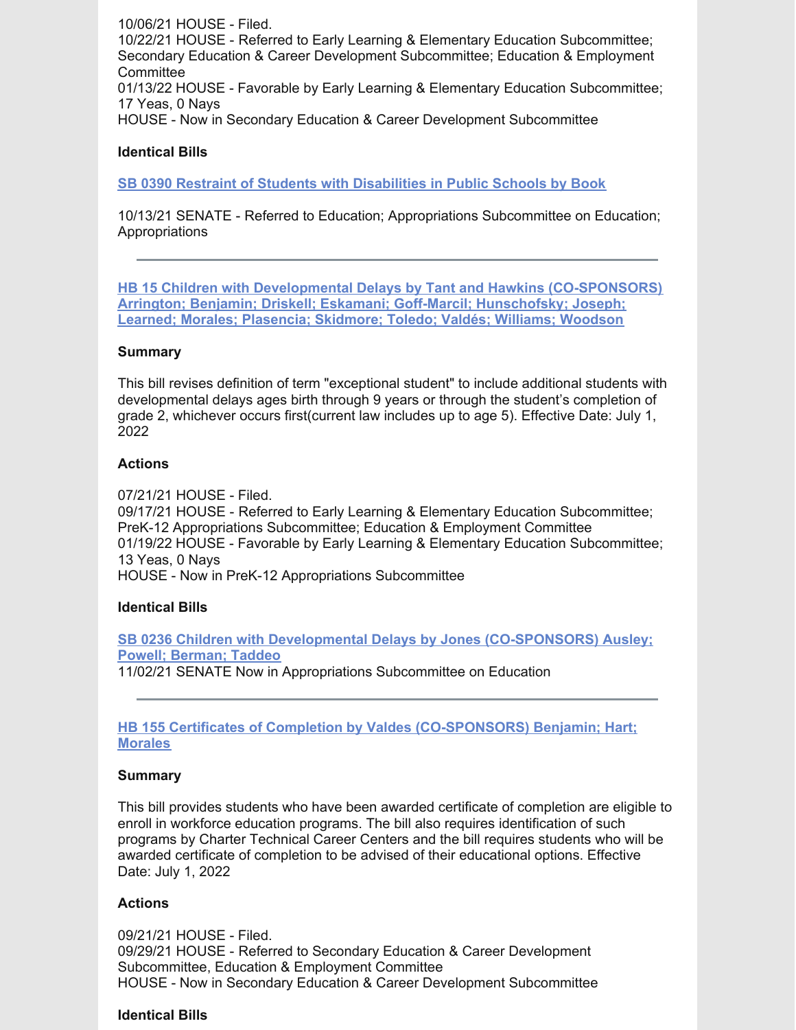10/06/21 HOUSE - Filed.
10/22/21 HOUSE - Referred to Early Learning & Elementary Education Subcommittee; Secondary Education & Career Development Subcommittee; Education & Employment Committee
01/13/22 HOUSE - Favorable by Early Learning & Elementary Education Subcommittee; 17 Yeas, 0 Nays
HOUSE - Now in Secondary Education & Career Development Subcommittee

**Identical Bills**

**SB 0390 Restraint of Students with Disabilities in Public Schools by Book**

10/13/21 SENATE - Referred to Education; Appropriations Subcommittee on Education; Appropriations

---

**HB 15 Children with Developmental Delays by Tant and Hawkins (CO-SPONSORS) Arrington; Benjamin; Driskell; Eskamani; Goff-Marcil; Hunschofsky; Joseph; Learned; Morales; Plasencia; Skidmore; Toledo; Valdés; Williams; Woodson**

**Summary**

This bill revises definition of term "exceptional student" to include additional students with developmental delays ages birth through 9 years or through the student's completion of grade 2, whichever occurs first(current law includes up to age 5). Effective Date: July 1, 2022

**Actions**

07/21/21 HOUSE - Filed.
09/17/21 HOUSE - Referred to Early Learning & Elementary Education Subcommittee; PreK-12 Appropriations Subcommittee; Education & Employment Committee
01/19/22 HOUSE - Favorable by Early Learning & Elementary Education Subcommittee; 13 Yeas, 0 Nays
HOUSE - Now in PreK-12 Appropriations Subcommittee

**Identical Bills**

**SB 0236 Children with Developmental Delays by Jones (CO-SPONSORS) Ausley; Powell; Berman; Taddeo**
11/02/21 SENATE Now in Appropriations Subcommittee on Education

---

**HB 155 Certificates of Completion by Valdes (CO-SPONSORS) Benjamin; Hart; Morales**

**Summary**

This bill provides students who have been awarded certificate of completion are eligible to enroll in workforce education programs. The bill also requires identification of such programs by Charter Technical Career Centers and the bill requires students who will be awarded certificate of completion to be advised of their educational options. Effective Date: July 1, 2022

**Actions**

09/21/21 HOUSE - Filed.
09/29/21 HOUSE - Referred to Secondary Education & Career Development Subcommittee, Education & Employment Committee
HOUSE - Now in Secondary Education & Career Development Subcommittee

**Identical Bills**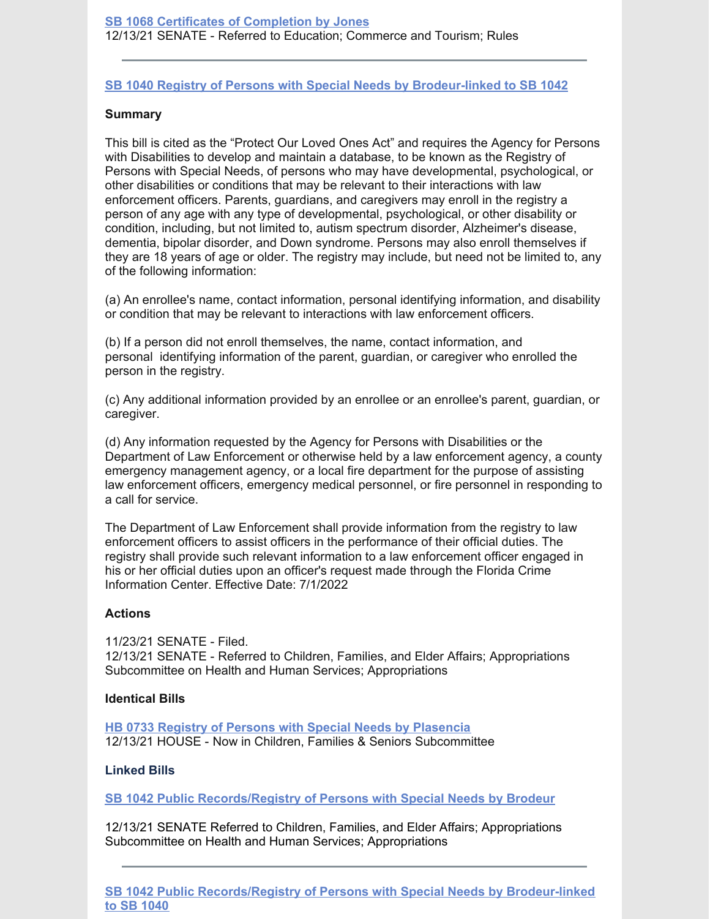**[SB 1068 Certificates of Completion by Jones](#)**
12/13/21 SENATE - Referred to Education; Commerce and Tourism; Rules

---

**[SB 1040 Registry of Persons with Special Needs by Brodeur-linked to SB 1042](#)**

**Summary**

This bill is cited as the "Protect Our Loved Ones Act" and requires the Agency for Persons with Disabilities to develop and maintain a database, to be known as the Registry of Persons with Special Needs, of persons who may have developmental, psychological, or other disabilities or conditions that may be relevant to their interactions with law enforcement officers. Parents, guardians, and caregivers may enroll in the registry a person of any age with any type of developmental, psychological, or other disability or condition, including, but not limited to, autism spectrum disorder, Alzheimer's disease, dementia, bipolar disorder, and Down syndrome. Persons may also enroll themselves if they are 18 years of age or older. The registry may include, but need not be limited to, any of the following information:

(a) An enrollee's name, contact information, personal identifying information, and disability or condition that may be relevant to interactions with law enforcement officers.

(b) If a person did not enroll themselves, the name, contact information, and personal identifying information of the parent, guardian, or caregiver who enrolled the person in the registry.

(c) Any additional information provided by an enrollee or an enrollee's parent, guardian, or caregiver.

(d) Any information requested by the Agency for Persons with Disabilities or the Department of Law Enforcement or otherwise held by a law enforcement agency, a county emergency management agency, or a local fire department for the purpose of assisting law enforcement officers, emergency medical personnel, or fire personnel in responding to a call for service.

The Department of Law Enforcement shall provide information from the registry to law enforcement officers to assist officers in the performance of their official duties. The registry shall provide such relevant information to a law enforcement officer engaged in his or her official duties upon an officer's request made through the Florida Crime Information Center. Effective Date: 7/1/2022

**Actions**

11/23/21 SENATE - Filed.
12/13/21 SENATE - Referred to Children, Families, and Elder Affairs; Appropriations Subcommittee on Health and Human Services; Appropriations

**Identical Bills**

**[HB 0733 Registry of Persons with Special Needs by Plasencia](#)**
12/13/21 HOUSE - Now in Children, Families & Seniors Subcommittee

**Linked Bills**

**[SB 1042 Public Records/Registry of Persons with Special Needs by Brodeur](#)**

12/13/21 SENATE Referred to Children, Families, and Elder Affairs; Appropriations Subcommittee on Health and Human Services; Appropriations

---

**[SB 1042 Public Records/Registry of Persons with Special Needs by Brodeur-linked to SB 1040](#)**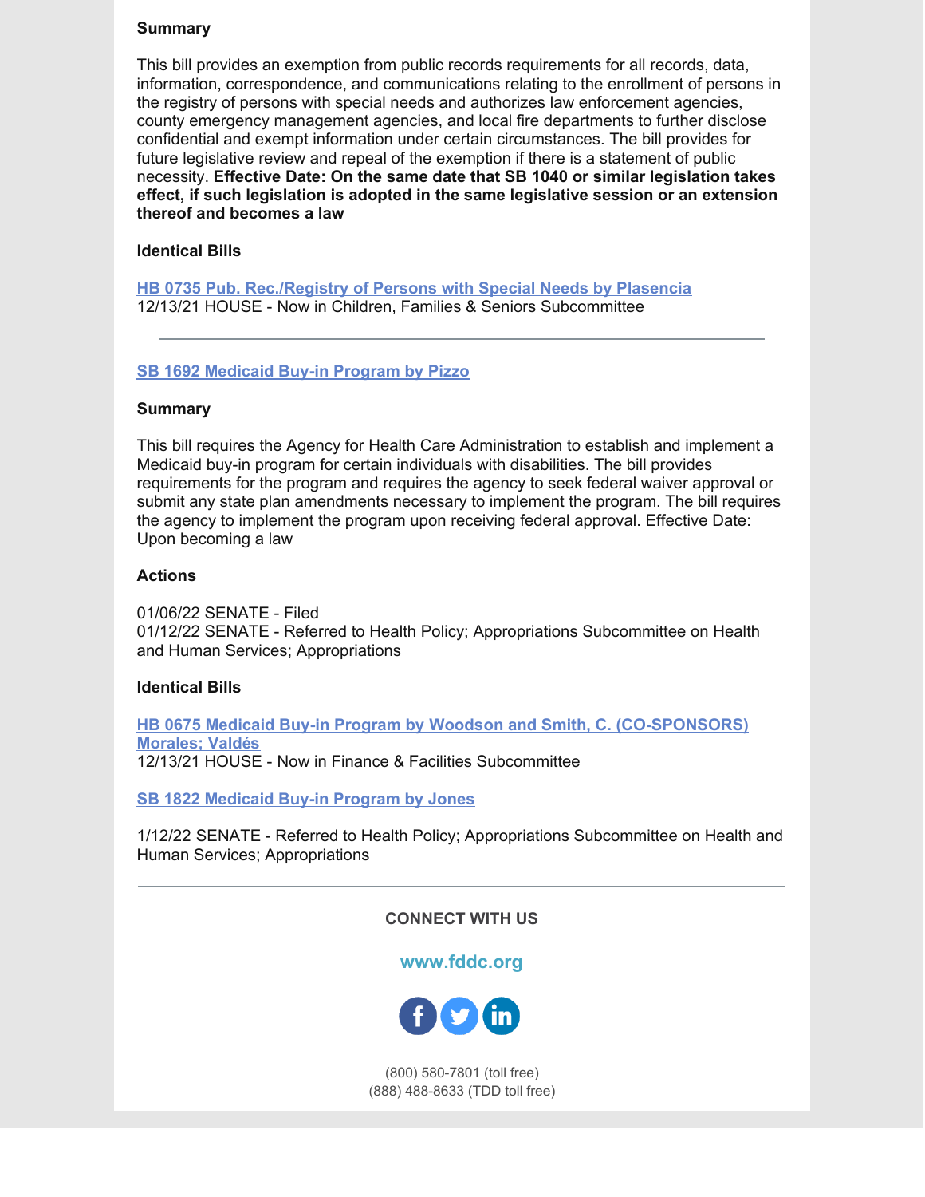**Summary**

This bill provides an exemption from public records requirements for all records, data, information, correspondence, and communications relating to the enrollment of persons in the registry of persons with special needs and authorizes law enforcement agencies, county emergency management agencies, and local fire departments to further disclose confidential and exempt information under certain circumstances. The bill provides for future legislative review and repeal of the exemption if there is a statement of public necessity. **Effective Date: On the same date that SB 1040 or similar legislation takes effect, if such legislation is adopted in the same legislative session or an extension thereof and becomes a law**

**Identical Bills**

HB 0735 Pub. Rec./Registry of Persons with Special Needs by Plasencia
12/13/21 HOUSE - Now in Children, Families & Seniors Subcommittee

---

SB 1692 Medicaid Buy-in Program by Pizzo

**Summary**

This bill requires the Agency for Health Care Administration to establish and implement a Medicaid buy-in program for certain individuals with disabilities. The bill provides requirements for the program and requires the agency to seek federal waiver approval or submit any state plan amendments necessary to implement the program. The bill requires the agency to implement the program upon receiving federal approval. Effective Date: Upon becoming a law

**Actions**

01/06/22 SENATE - Filed
01/12/22 SENATE - Referred to Health Policy; Appropriations Subcommittee on Health and Human Services; Appropriations

**Identical Bills**

HB 0675 Medicaid Buy-in Program by Woodson and Smith, C. (CO-SPONSORS) Morales; Valdés
12/13/21 HOUSE - Now in Finance & Facilities Subcommittee

SB 1822 Medicaid Buy-in Program by Jones

1/12/22 SENATE - Referred to Health Policy; Appropriations Subcommittee on Health and Human Services; Appropriations

---

**CONNECT WITH US**

www.fddc.org

(800) 580-7801 (toll free)
(888) 488-8633 (TDD toll free)